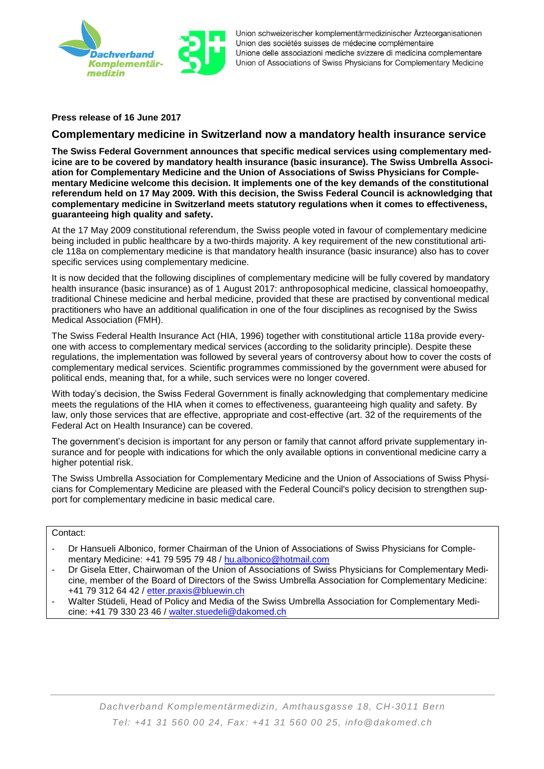Union schweizerischer komplementärmedizinischer Ärzteorganisationen
Union des sociétés suisses de médecine complémentaire
Unione delle associazioni mediche svizzere di medicina complementare
Union of Associations of Swiss Physicians for Complementary Medicine

**Press release of 16 June 2017**

## Complementary medicine in Switzerland now a mandatory health insurance service

**The Swiss Federal Government announces that specific medical services using complementary medicine are to be covered by mandatory health insurance (basic insurance). The Swiss Umbrella Association for Complementary Medicine and the Union of Associations of Swiss Physicians for Complementary Medicine welcome this decision. It implements one of the key demands of the constitutional referendum held on 17 May 2009. With this decision, the Swiss Federal Council is acknowledging that complementary medicine in Switzerland meets statutory regulations when it comes to effectiveness, guaranteeing high quality and safety.**

At the 17 May 2009 constitutional referendum, the Swiss people voted in favour of complementary medicine being included in public healthcare by a two-thirds majority. A key requirement of the new constitutional article 118a on complementary medicine is that mandatory health insurance (basic insurance) also has to cover specific services using complementary medicine.

It is now decided that the following disciplines of complementary medicine will be fully covered by mandatory health insurance (basic insurance) as of 1 August 2017: anthroposophical medicine, classical homoeopathy, traditional Chinese medicine and herbal medicine, provided that these are practised by conventional medical practitioners who have an additional qualification in one of the four disciplines as recognised by the Swiss Medical Association (FMH).

The Swiss Federal Health Insurance Act (HIA, 1996) together with constitutional article 118a provide everyone with access to complementary medical services (according to the solidarity principle). Despite these regulations, the implementation was followed by several years of controversy about how to cover the costs of complementary medical services. Scientific programmes commissioned by the government were abused for political ends, meaning that, for a while, such services were no longer covered.

With today's decision, the Swiss Federal Government is finally acknowledging that complementary medicine meets the regulations of the HIA when it comes to effectiveness, guaranteeing high quality and safety. By law, only those services that are effective, appropriate and cost-effective (art. 32 of the requirements of the Federal Act on Health Insurance) can be covered.

The government's decision is important for any person or family that cannot afford private supplementary insurance and for people with indications for which the only available options in conventional medicine carry a higher potential risk.

The Swiss Umbrella Association for Complementary Medicine and the Union of Associations of Swiss Physicians for Complementary Medicine are pleased with the Federal Council's policy decision to strengthen support for complementary medicine in basic medical care.

Contact:

- Dr Hansueli Albonico, former Chairman of the Union of Associations of Swiss Physicians for Complementary Medicine: +41 79 595 79 48 / hu.albonico@hotmail.com
- Dr Gisela Etter, Chairwoman of the Union of Associations of Swiss Physicians for Complementary Medicine, member of the Board of Directors of the Swiss Umbrella Association for Complementary Medicine: +41 79 312 64 42 / etter.praxis@bluewin.ch
- Walter Stüdeli, Head of Policy and Media of the Swiss Umbrella Association for Complementary Medicine: +41 79 330 23 46 / walter.stuedeli@dakomed.ch

*Dachverband Komplementärmedizin, Amthausgasse 18, CH-3011 Bern*
*Tel: +41 31 560 00 24, Fax: +41 31 560 00 25, info@dakomed.ch*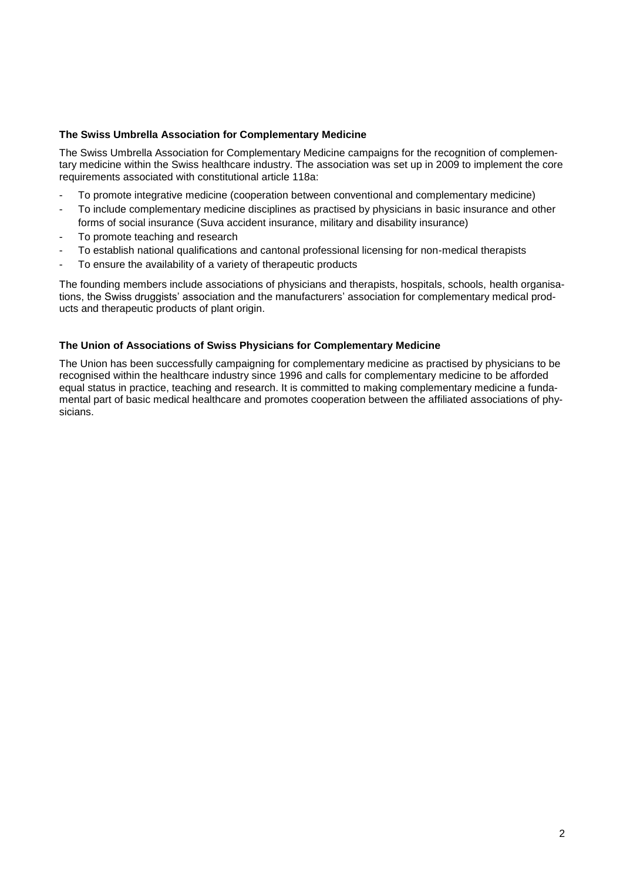**The Swiss Umbrella Association for Complementary Medicine**

The Swiss Umbrella Association for Complementary Medicine campaigns for the recognition of complementary medicine within the Swiss healthcare industry. The association was set up in 2009 to implement the core requirements associated with constitutional article 118a:

- To promote integrative medicine (cooperation between conventional and complementary medicine)
- To include complementary medicine disciplines as practised by physicians in basic insurance and other forms of social insurance (Suva accident insurance, military and disability insurance)
- To promote teaching and research
- To establish national qualifications and cantonal professional licensing for non-medical therapists
- To ensure the availability of a variety of therapeutic products

The founding members include associations of physicians and therapists, hospitals, schools, health organisations, the Swiss druggists' association and the manufacturers' association for complementary medical products and therapeutic products of plant origin.

**The Union of Associations of Swiss Physicians for Complementary Medicine**

The Union has been successfully campaigning for complementary medicine as practised by physicians to be recognised within the healthcare industry since 1996 and calls for complementary medicine to be afforded equal status in practice, teaching and research. It is committed to making complementary medicine a fundamental part of basic medical healthcare and promotes cooperation between the affiliated associations of physicians.